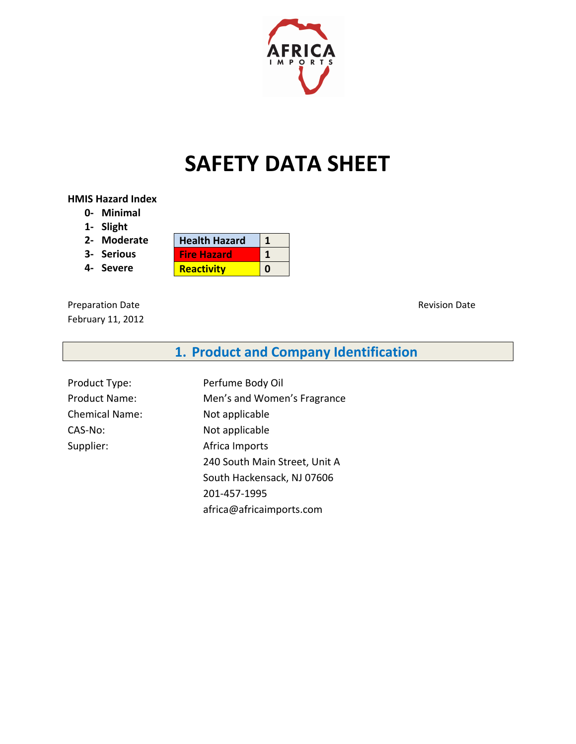# SAFETY DATA SHEET

**HMIS Hazard Index**

0- **Minimal**
1- **Slight**
2- **Moderate**
3- **Serious**
4- **Severe**

| Health Hazard | 1 |
|---|---|
| Fire Hazard | 1 |
| Reactivity | 0 |

Preparation Date
February 11, 2012

Revision Date

## 1. Product and Company Identification

| | |
|---|---|
| Product Type: | Perfume Body Oil |
| Product Name: | Men's and Women's Fragrance |
| Chemical Name: | Not applicable |
| CAS-No: | Not applicable |
| Supplier: | Africa Imports<br>240 South Main Street, Unit A<br>South Hackensack, NJ 07606<br>201-457-1995<br>africa@africaimports.com |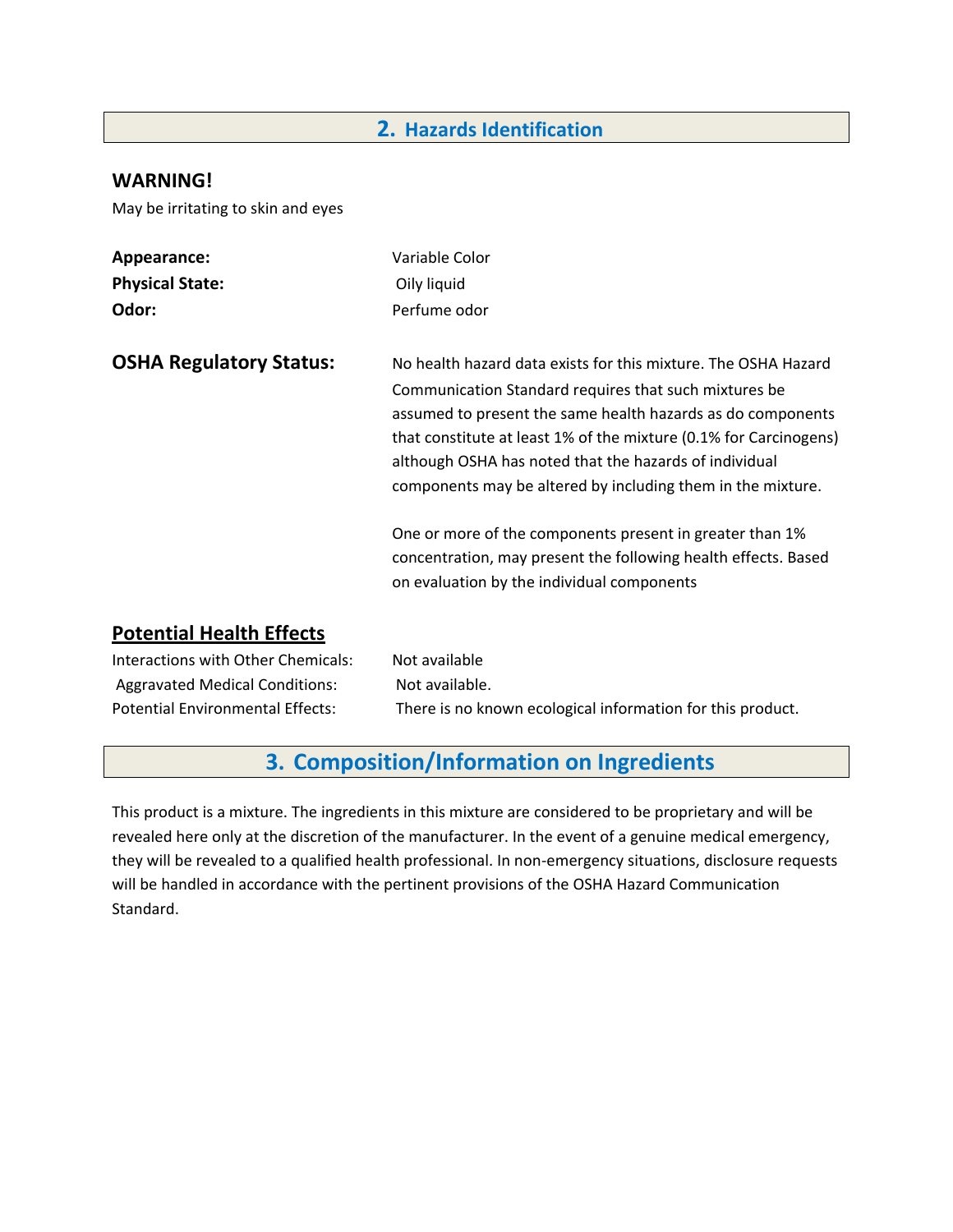## 2. Hazards Identification

### WARNING!

May be irritating to skin and eyes

**Appearance:** Variable Color

**Physical State:** Oily liquid

**Odor:** Perfume odor

**OSHA Regulatory Status:**

No health hazard data exists for this mixture. The OSHA Hazard Communication Standard requires that such mixtures be assumed to present the same health hazards as do components that constitute at least 1% of the mixture (0.1% for Carcinogens) although OSHA has noted that the hazards of individual components may be altered by including them in the mixture.

One or more of the components present in greater than 1% concentration, may present the following health effects. Based on evaluation by the individual components

### Potential Health Effects

Interactions with Other Chemicals: Not available

Aggravated Medical Conditions: Not available.

Potential Environmental Effects: There is no known ecological information for this product.

## 3. Composition/Information on Ingredients

This product is a mixture. The ingredients in this mixture are considered to be proprietary and will be revealed here only at the discretion of the manufacturer. In the event of a genuine medical emergency, they will be revealed to a qualified health professional. In non-emergency situations, disclosure requests will be handled in accordance with the pertinent provisions of the OSHA Hazard Communication Standard.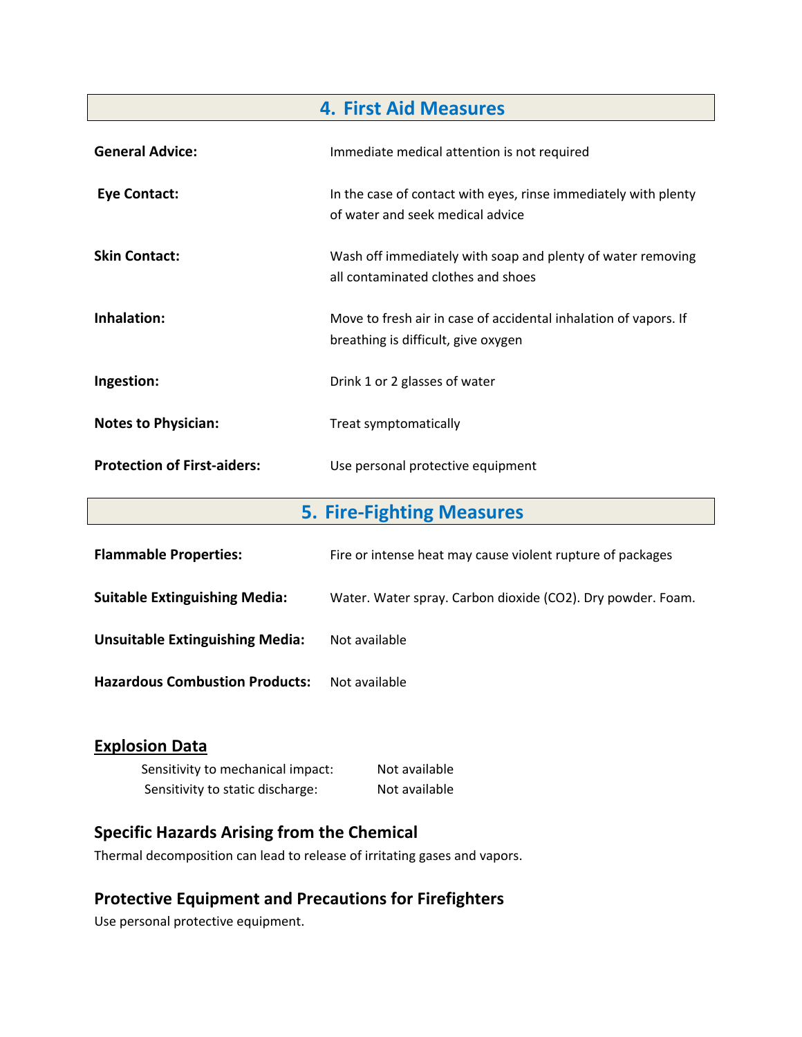## 4. First Aid Measures

| | |
|---|---|
| **General Advice:** | Immediate medical attention is not required |
| **Eye Contact:** | In the case of contact with eyes, rinse immediately with plenty of water and seek medical advice |
| **Skin Contact:** | Wash off immediately with soap and plenty of water removing all contaminated clothes and shoes |
| **Inhalation:** | Move to fresh air in case of accidental inhalation of vapors. If breathing is difficult, give oxygen |
| **Ingestion:** | Drink 1 or 2 glasses of water |
| **Notes to Physician:** | Treat symptomatically |
| **Protection of First-aiders:** | Use personal protective equipment |

## 5. Fire-Fighting Measures

| | |
|---|---|
| **Flammable Properties:** | Fire or intense heat may cause violent rupture of packages |
| **Suitable Extinguishing Media:** | Water. Water spray. Carbon dioxide ($CO_2$). Dry powder. Foam. |
| **Unsuitable Extinguishing Media:** | Not available |
| **Hazardous Combustion Products:** | Not available |

### Explosion Data

| | |
|---|---|
| Sensitivity to mechanical impact: | Not available |
| Sensitivity to static discharge: | Not available |

### Specific Hazards Arising from the Chemical

Thermal decomposition can lead to release of irritating gases and vapors.

### Protective Equipment and Precautions for Firefighters

Use personal protective equipment.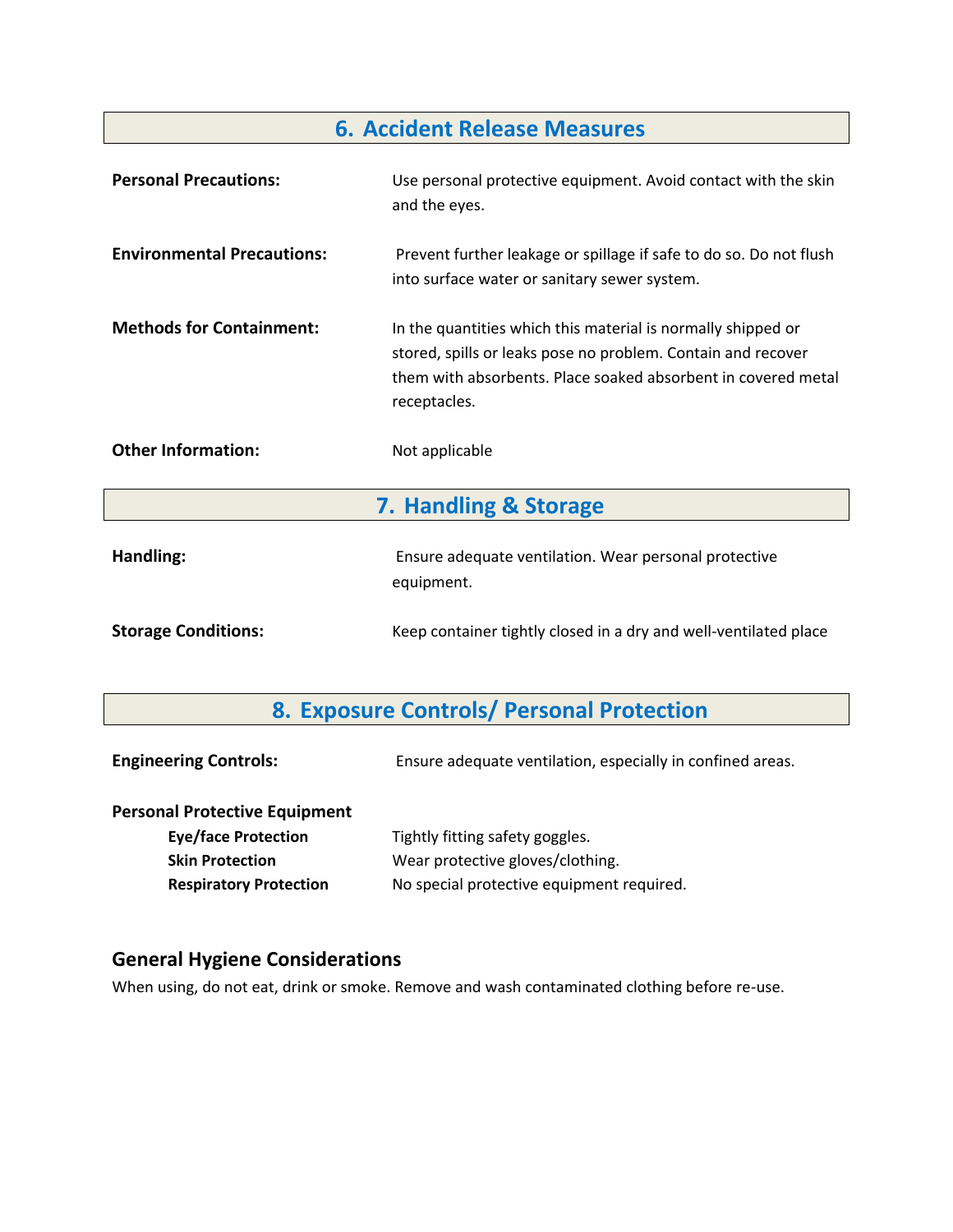## 6. Accident Release Measures

**Personal Precautions:** Use personal protective equipment. Avoid contact with the skin and the eyes.

**Environmental Precautions:** Prevent further leakage or spillage if safe to do so. Do not flush into surface water or sanitary sewer system.

**Methods for Containment:** In the quantities which this material is normally shipped or stored, spills or leaks pose no problem. Contain and recover them with absorbents. Place soaked absorbent in covered metal receptacles.

**Other Information:** Not applicable

## 7. Handling & Storage

**Handling:** Ensure adequate ventilation. Wear personal protective equipment.

**Storage Conditions:** Keep container tightly closed in a dry and well-ventilated place

## 8. Exposure Controls/ Personal Protection

**Engineering Controls:** Ensure adequate ventilation, especially in confined areas.

**Personal Protective Equipment**

- **Eye/face Protection** Tightly fitting safety goggles.
- **Skin Protection** Wear protective gloves/clothing.
- **Respiratory Protection** No special protective equipment required.

### General Hygiene Considerations

When using, do not eat, drink or smoke. Remove and wash contaminated clothing before re-use.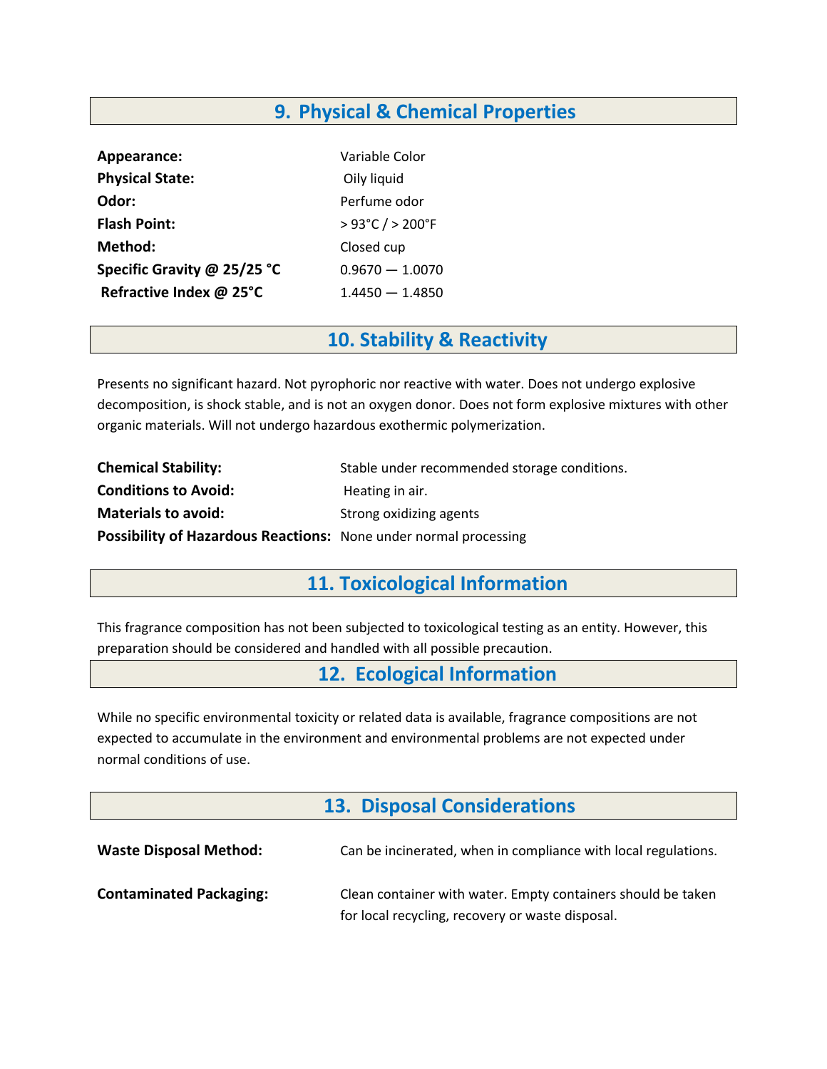## 9. Physical & Chemical Properties

| | |
|---|---|
| **Appearance:** | Variable Color |
| **Physical State:** | Oily liquid |
| **Odor:** | Perfume odor |
| **Flash Point:** | > 93°C / > 200°F |
| **Method:** | Closed cup |
| **Specific Gravity @ 25/25 °C** | 0.9670 — 1.0070 |
| **Refractive Index @ 25°C** | 1.4450 — 1.4850 |

## 10. Stability & Reactivity

Presents no significant hazard. Not pyrophoric nor reactive with water. Does not undergo explosive decomposition, is shock stable, and is not an oxygen donor. Does not form explosive mixtures with other organic materials. Will not undergo hazardous exothermic polymerization.

| | |
|---|---|
| **Chemical Stability:** | Stable under recommended storage conditions. |
| **Conditions to Avoid:** | Heating in air. |
| **Materials to avoid:** | Strong oxidizing agents |
| **Possibility of Hazardous Reactions:** | None under normal processing |

## 11. Toxicological Information

This fragrance composition has not been subjected to toxicological testing as an entity. However, this preparation should be considered and handled with all possible precaution.

## 12. Ecological Information

While no specific environmental toxicity or related data is available, fragrance compositions are not expected to accumulate in the environment and environmental problems are not expected under normal conditions of use.

## 13. Disposal Considerations

| | |
|---|---|
| **Waste Disposal Method:** | Can be incinerated, when in compliance with local regulations. |
| **Contaminated Packaging:** | Clean container with water. Empty containers should be taken for local recycling, recovery or waste disposal. |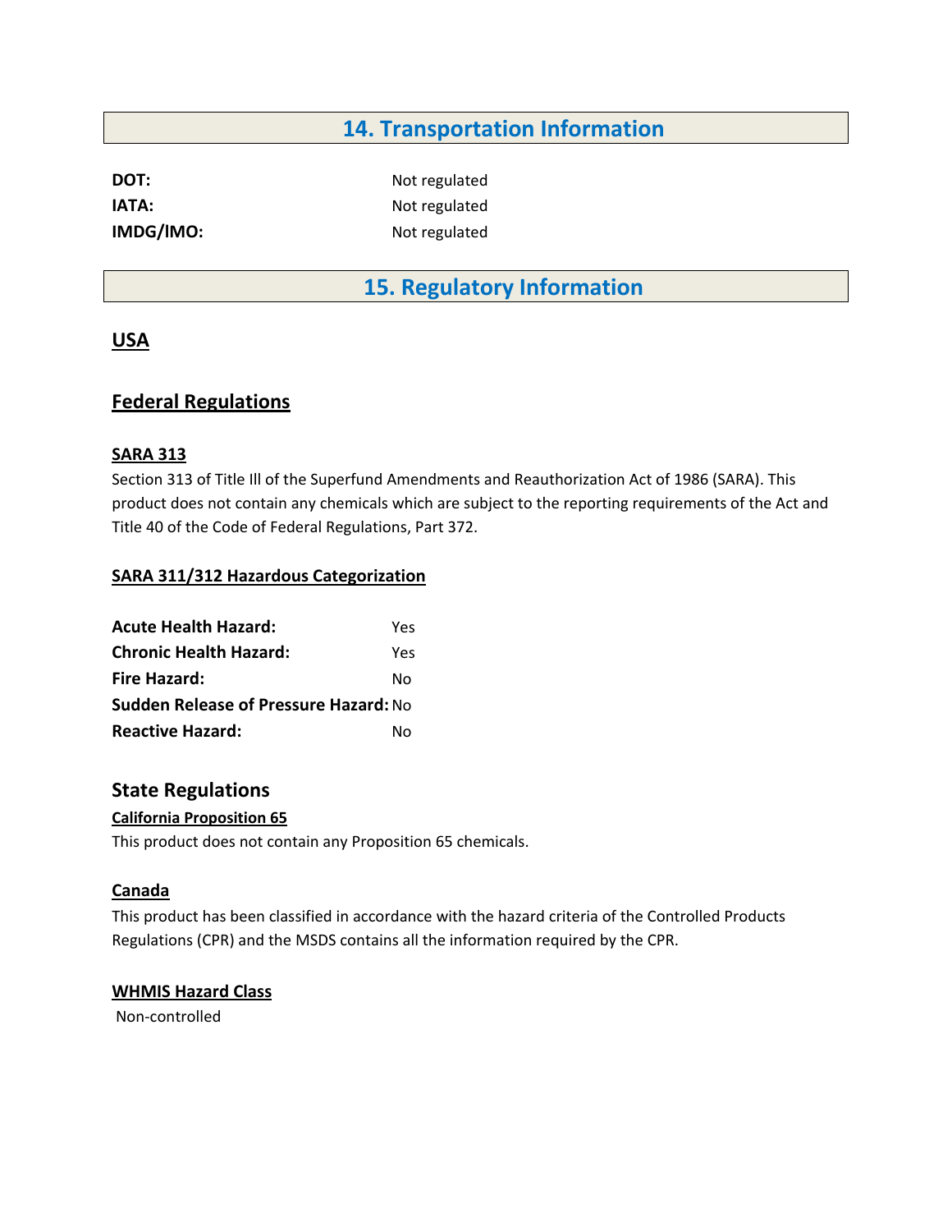## 14. Transportation Information

| | |
|---|---|
| **DOT:** | Not regulated |
| **IATA:** | Not regulated |
| **IMDG/IMO:** | Not regulated |

## 15. Regulatory Information

### USA

### Federal Regulations

**SARA 313**

Section 313 of Title III of the Superfund Amendments and Reauthorization Act of 1986 (SARA). This product does not contain any chemicals which are subject to the reporting requirements of the Act and Title 40 of the Code of Federal Regulations, Part 372.

**SARA 311/312 Hazardous Categorization**

| | |
|---|---|
| **Acute Health Hazard:** | Yes |
| **Chronic Health Hazard:** | Yes |
| **Fire Hazard:** | No |
| **Sudden Release of Pressure Hazard:** | No |
| **Reactive Hazard:** | No |

### State Regulations

**California Proposition 65**

This product does not contain any Proposition 65 chemicals.

**Canada**

This product has been classified in accordance with the hazard criteria of the Controlled Products Regulations (CPR) and the MSDS contains all the information required by the CPR.

**WHMIS Hazard Class**

Non-controlled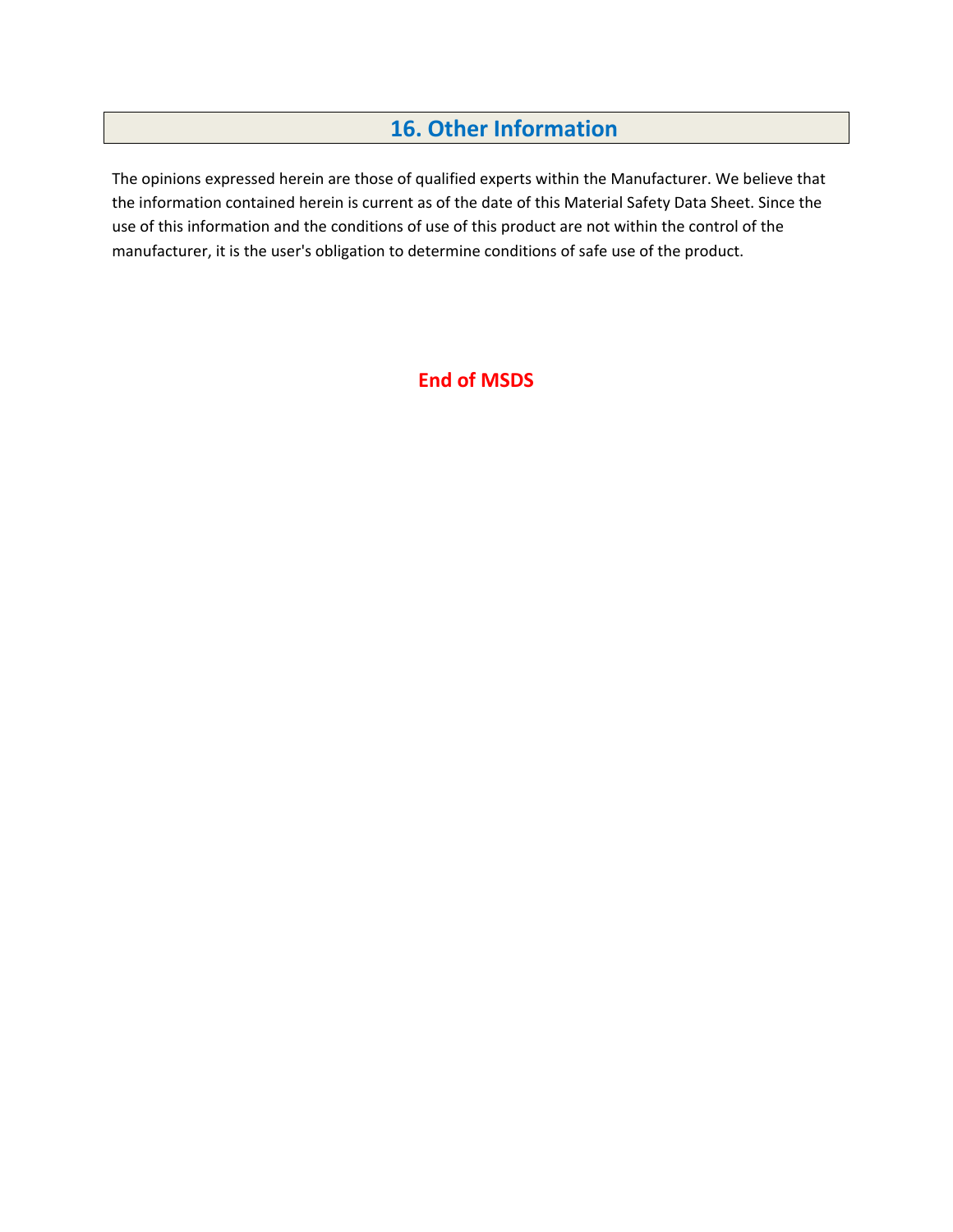## 16. Other Information

The opinions expressed herein are those of qualified experts within the Manufacturer. We believe that the information contained herein is current as of the date of this Material Safety Data Sheet. Since the use of this information and the conditions of use of this product are not within the control of the manufacturer, it is the user's obligation to determine conditions of safe use of the product.

**End of MSDS**